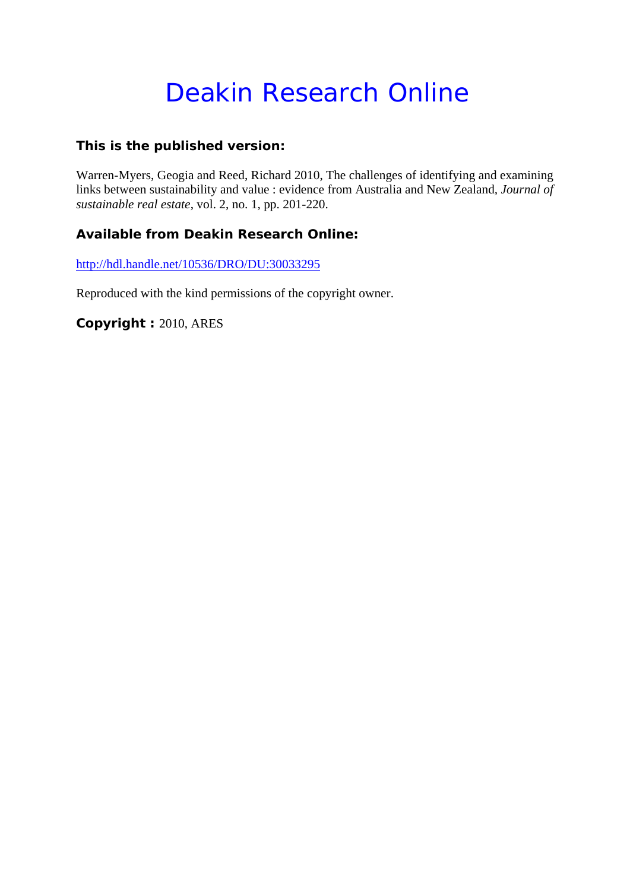# Deakin Research Online

### This is the published version:

Warren-Myers, Geogia and Reed, Richard 2010, The challenges of identifying and examining links between sustainability and value : evidence from Australia and New Zealand, *Journal of sustainable real estate*, vol. 2, no. 1, pp. 201-220.

### Available from Deakin Research Online:

http://hdl.handle.net/10536/DRO/DU:30033295

Reproduced with the kind permissions of the copyright owner.

**Copyright :** 2010, ARES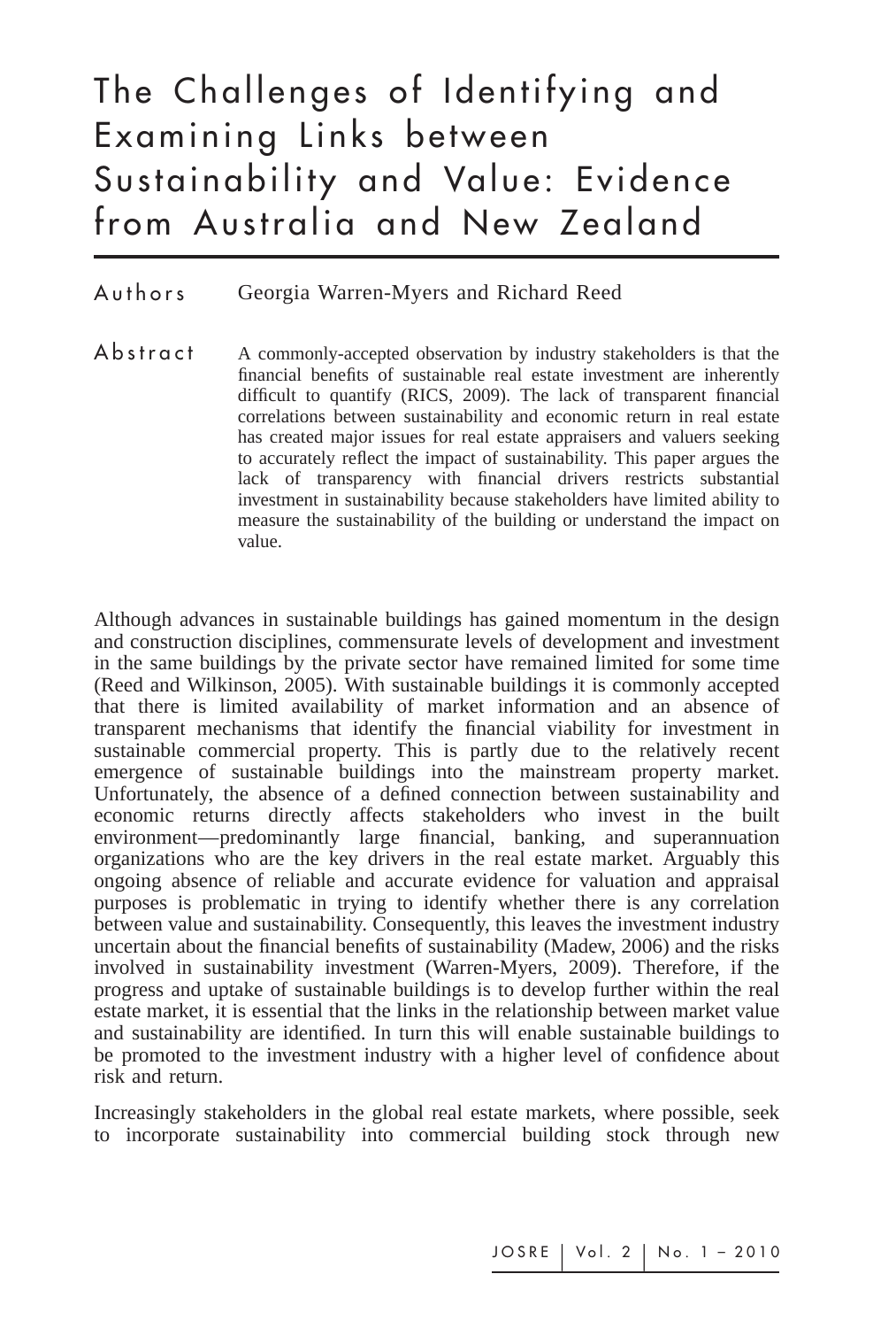# The Challenges of Identifying and Examining Links between Sustainability and Value: Evidence from Australia and New Zealand

**Authors** Georgia Warren-Myers and Richard Reed

**Abstract** A commonly-accepted observation by industry stakeholders is that the financial benefits of sustainable real estate investment are inherently difficult to quantify (RICS, 2009). The lack of transparent financial correlations between sustainability and economic return in real estate has created major issues for real estate appraisers and valuers seeking to accurately reflect the impact of sustainability. This paper argues the lack of transparency with financial drivers restricts substantial investment in sustainability because stakeholders have limited ability to measure the sustainability of the building or understand the impact on value.

Although advances in sustainable buildings has gained momentum in the design and construction disciplines, commensurate levels of development and investment in the same buildings by the private sector have remained limited for some time (Reed and Wilkinson, 2005). With sustainable buildings it is commonly accepted that there is limited availability of market information and an absence of transparent mechanisms that identify the financial viability for investment in sustainable commercial property. This is partly due to the relatively recent emergence of sustainable buildings into the mainstream property market. Unfortunately, the absence of a defined connection between sustainability and economic returns directly affects stakeholders who invest in the built environment—predominantly large financial, banking, and superannuation organizations who are the key drivers in the real estate market. Arguably this ongoing absence of reliable and accurate evidence for valuation and appraisal purposes is problematic in trying to identify whether there is any correlation between value and sustainability. Consequently, this leaves the investment industry uncertain about the financial benefits of sustainability (Madew, 2006) and the risks involved in sustainability investment (Warren-Myers, 2009). Therefore, if the progress and uptake of sustainable buildings is to develop further within the real estate market, it is essential that the links in the relationship between market value and sustainability are identified. In turn this will enable sustainable buildings to be promoted to the investment industry with a higher level of confidence about risk and return.

Increasingly stakeholders in the global real estate markets, where possible, seek to incorporate sustainability into commercial building stock through new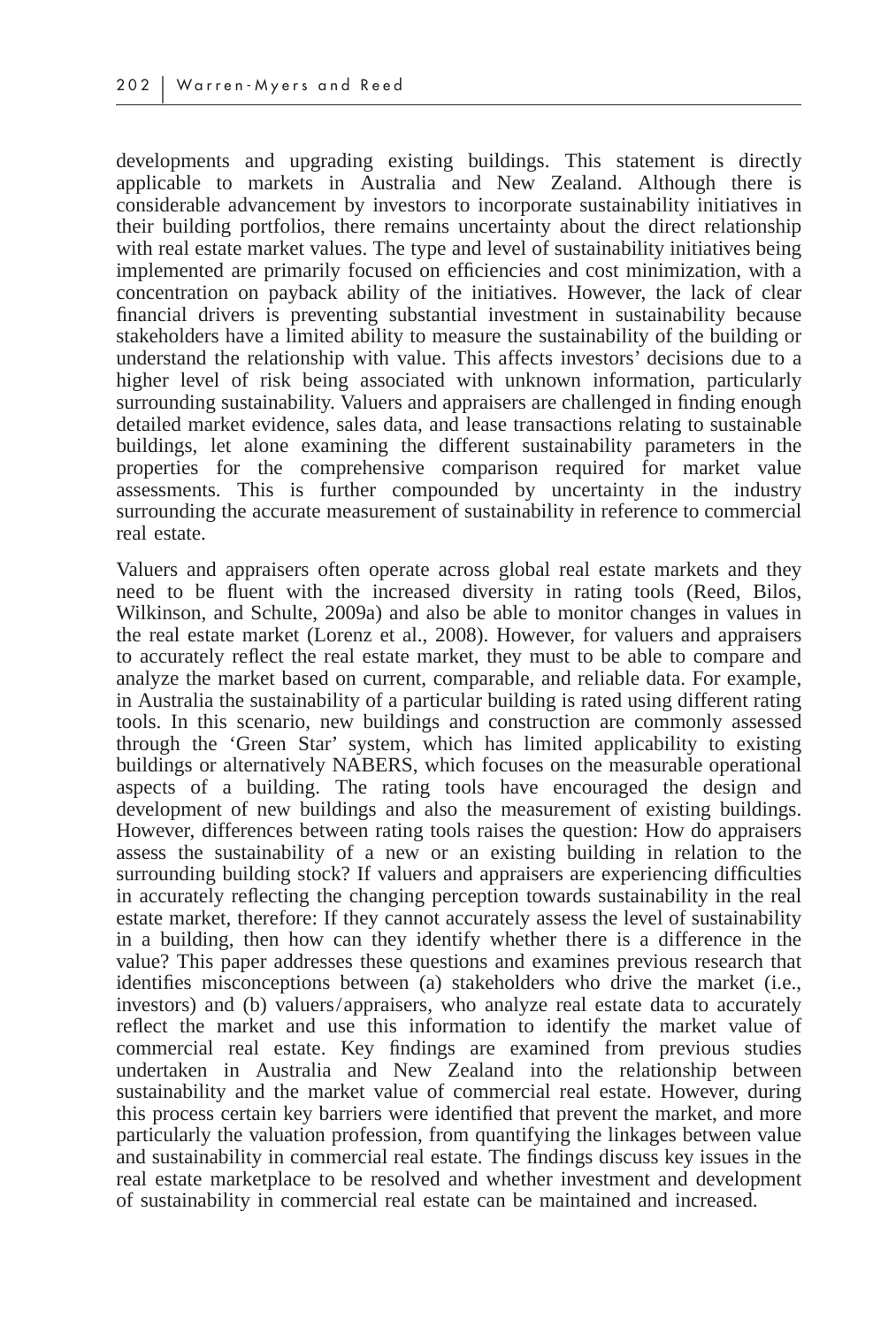developments and upgrading existing buildings. This statement is directly applicable to markets in Australia and New Zealand. Although there is considerable advancement by investors to incorporate sustainability initiatives in their building portfolios, there remains uncertainty about the direct relationship with real estate market values. The type and level of sustainability initiatives being implemented are primarily focused on efficiencies and cost minimization, with a concentration on payback ability of the initiatives. However, the lack of clear financial drivers is preventing substantial investment in sustainability because stakeholders have a limited ability to measure the sustainability of the building or understand the relationship with value. This affects investors' decisions due to a higher level of risk being associated with unknown information, particularly surrounding sustainability. Valuers and appraisers are challenged in finding enough detailed market evidence, sales data, and lease transactions relating to sustainable buildings, let alone examining the different sustainability parameters in the properties for the comprehensive comparison required for market value assessments. This is further compounded by uncertainty in the industry surrounding the accurate measurement of sustainability in reference to commercial real estate.

Valuers and appraisers often operate across global real estate markets and they need to be fluent with the increased diversity in rating tools (Reed, Bilos, Wilkinson, and Schulte, 2009a) and also be able to monitor changes in values in the real estate market (Lorenz et al., 2008). However, for valuers and appraisers to accurately reflect the real estate market, they must to be able to compare and analyze the market based on current, comparable, and reliable data. For example, in Australia the sustainability of a particular building is rated using different rating tools. In this scenario, new buildings and construction are commonly assessed through the 'Green Star' system, which has limited applicability to existing buildings or alternatively NABERS, which focuses on the measurable operational aspects of a building. The rating tools have encouraged the design and development of new buildings and also the measurement of existing buildings. However, differences between rating tools raises the question: How do appraisers assess the sustainability of a new or an existing building in relation to the surrounding building stock? If valuers and appraisers are experiencing difficulties in accurately reflecting the changing perception towards sustainability in the real estate market, therefore: If they cannot accurately assess the level of sustainability in a building, then how can they identify whether there is a difference in the value? This paper addresses these questions and examines previous research that identifies misconceptions between (a) stakeholders who drive the market (i.e., investors) and (b) valuers/appraisers, who analyze real estate data to accurately reflect the market and use this information to identify the market value of commercial real estate. Key findings are examined from previous studies undertaken in Australia and New Zealand into the relationship between sustainability and the market value of commercial real estate. However, during this process certain key barriers were identified that prevent the market, and more particularly the valuation profession, from quantifying the linkages between value and sustainability in commercial real estate. The findings discuss key issues in the real estate marketplace to be resolved and whether investment and development of sustainability in commercial real estate can be maintained and increased.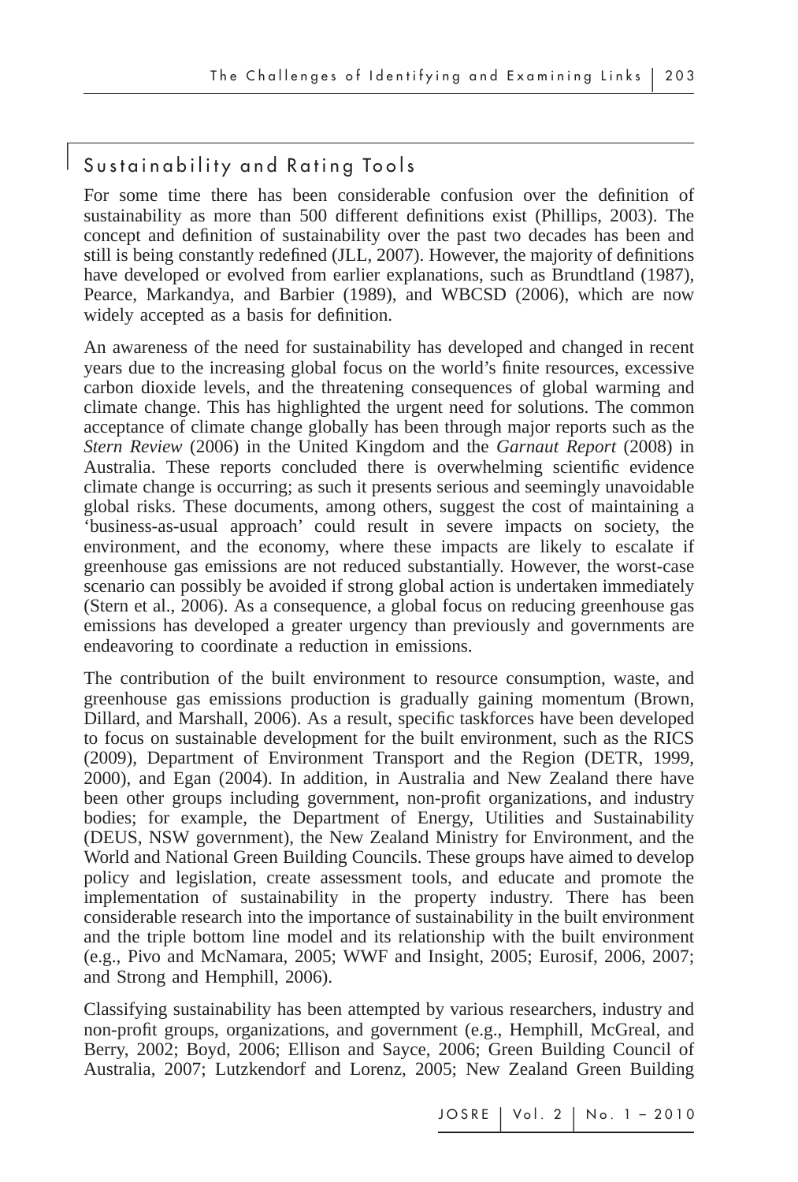## Sustainability and Rating Tools

For some time there has been considerable confusion over the definition of sustainability as more than 500 different definitions exist (Phillips, 2003). The concept and definition of sustainability over the past two decades has been and still is being constantly redefined (JLL, 2007). However, the majority of definitions have developed or evolved from earlier explanations, such as Brundtland (1987), Pearce, Markandya, and Barbier (1989), and WBCSD (2006), which are now widely accepted as a basis for definition.

An awareness of the need for sustainability has developed and changed in recent years due to the increasing global focus on the world's finite resources, excessive carbon dioxide levels, and the threatening consequences of global warming and climate change. This has highlighted the urgent need for solutions. The common acceptance of climate change globally has been through major reports such as the *Stern Review* (2006) in the United Kingdom and the *Garnaut Report* (2008) in Australia. These reports concluded there is overwhelming scientific evidence climate change is occurring; as such it presents serious and seemingly unavoidable global risks. These documents, among others, suggest the cost of maintaining a 'business-as-usual approach' could result in severe impacts on society, the environment, and the economy, where these impacts are likely to escalate if greenhouse gas emissions are not reduced substantially. However, the worst-case scenario can possibly be avoided if strong global action is undertaken immediately (Stern et al., 2006). As a consequence, a global focus on reducing greenhouse gas emissions has developed a greater urgency than previously and governments are endeavoring to coordinate a reduction in emissions.

The contribution of the built environment to resource consumption, waste, and greenhouse gas emissions production is gradually gaining momentum (Brown, Dillard, and Marshall, 2006). As a result, specific taskforces have been developed to focus on sustainable development for the built environment, such as the RICS (2009), Department of Environment Transport and the Region (DETR, 1999, 2000), and Egan (2004). In addition, in Australia and New Zealand there have been other groups including government, non-profit organizations, and industry bodies; for example, the Department of Energy, Utilities and Sustainability (DEUS, NSW government), the New Zealand Ministry for Environment, and the World and National Green Building Councils. These groups have aimed to develop policy and legislation, create assessment tools, and educate and promote the implementation of sustainability in the property industry. There has been considerable research into the importance of sustainability in the built environment and the triple bottom line model and its relationship with the built environment (e.g., Pivo and McNamara, 2005; WWF and Insight, 2005; Eurosif, 2006, 2007; and Strong and Hemphill, 2006).

Classifying sustainability has been attempted by various researchers, industry and non-profit groups, organizations, and government (e.g., Hemphill, McGreal, and Berry, 2002; Boyd, 2006; Ellison and Sayce, 2006; Green Building Council of Australia, 2007; Lutzkendorf and Lorenz, 2005; New Zealand Green Building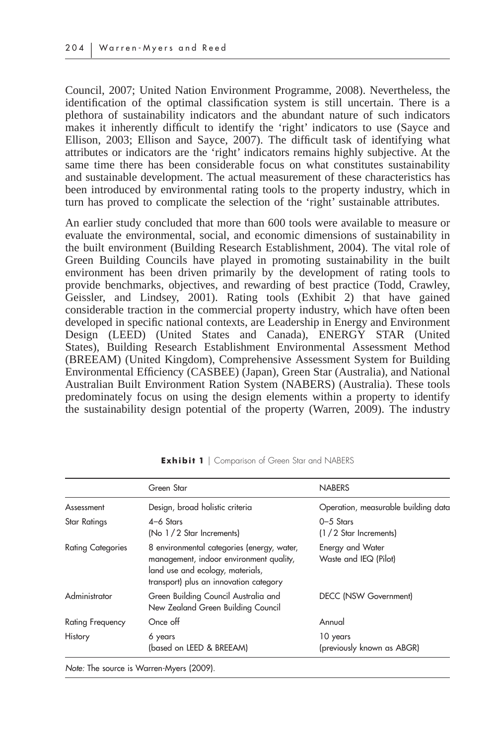Council, 2007; United Nation Environment Programme, 2008). Nevertheless, the identification of the optimal classification system is still uncertain. There is a plethora of sustainability indicators and the abundant nature of such indicators makes it inherently difficult to identify the 'right' indicators to use (Sayce and Ellison, 2003; Ellison and Sayce, 2007). The difficult task of identifying what attributes or indicators are the 'right' indicators remains highly subjective. At the same time there has been considerable focus on what constitutes sustainability and sustainable development. The actual measurement of these characteristics has been introduced by environmental rating tools to the property industry, which in turn has proved to complicate the selection of the 'right' sustainable attributes.

An earlier study concluded that more than 600 tools were available to measure or evaluate the environmental, social, and economic dimensions of sustainability in the built environment (Building Research Establishment, 2004). The vital role of Green Building Councils have played in promoting sustainability in the built environment has been driven primarily by the development of rating tools to provide benchmarks, objectives, and rewarding of best practice (Todd, Crawley, Geissler, and Lindsey, 2001). Rating tools (Exhibit 2) that have gained considerable traction in the commercial property industry, which have often been developed in specific national contexts, are Leadership in Energy and Environment Design (LEED) (United States and Canada), ENERGY STAR (United States), Building Research Establishment Environmental Assessment Method (BREEAM) (United Kingdom), Comprehensive Assessment System for Building Environmental Efficiency (CASBEE) (Japan), Green Star (Australia), and National Australian Built Environment Ration System (NABERS) (Australia). These tools predominately focus on using the design elements within a property to identify the sustainability design potential of the property (Warren, 2009). The industry

**Exhibit 1** | Comparison of Green Star and NABERS

| | Green Star | NABERS |
|---|---|---|
| Assessment | Design, broad holistic criteria | Operation, measurable building data |
| Star Ratings | 4–6 Stars (No 1/2 Star Increments) | 0–5 Stars (1/2 Star Increments) |
| Rating Categories | 8 environmental categories (energy, water, management, indoor environment quality, land use and ecology, materials, transport) plus an innovation category | Energy and Water Waste and IEQ (Pilot) |
| Administrator | Green Building Council Australia and New Zealand Green Building Council | DECC (NSW Government) |
| Rating Frequency | Once off | Annual |
| History | 6 years (based on LEED & BREEAM) | 10 years (previously known as ABGR) |

*Note:* The source is Warren-Myers (2009).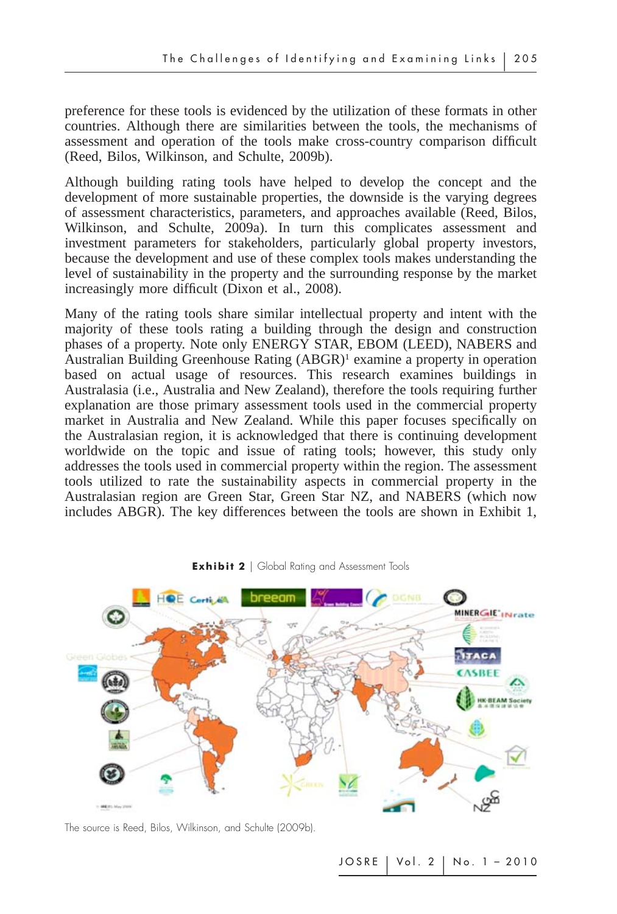preference for these tools is evidenced by the utilization of these formats in other countries. Although there are similarities between the tools, the mechanisms of assessment and operation of the tools make cross-country comparison difficult (Reed, Bilos, Wilkinson, and Schulte, 2009b).

Although building rating tools have helped to develop the concept and the development of more sustainable properties, the downside is the varying degrees of assessment characteristics, parameters, and approaches available (Reed, Bilos, Wilkinson, and Schulte, 2009a). In turn this complicates assessment and investment parameters for stakeholders, particularly global property investors, because the development and use of these complex tools makes understanding the level of sustainability in the property and the surrounding response by the market increasingly more difficult (Dixon et al., 2008).

Many of the rating tools share similar intellectual property and intent with the majority of these tools rating a building through the design and construction phases of a property. Note only ENERGY STAR, EBOM (LEED), NABERS and Australian Building Greenhouse Rating (ABGR)[1] examine a property in operation based on actual usage of resources. This research examines buildings in Australasia (i.e., Australia and New Zealand), therefore the tools requiring further explanation are those primary assessment tools used in the commercial property market in Australia and New Zealand. While this paper focuses specifically on the Australasian region, it is acknowledged that there is continuing development worldwide on the topic and issue of rating tools; however, this study only addresses the tools used in commercial property within the region. The assessment tools utilized to rate the sustainability aspects in commercial property in the Australasian region are Green Star, Green Star NZ, and NABERS (which now includes ABGR). The key differences between the tools are shown in Exhibit 1,

**Exhibit 2** | Global Rating and Assessment Tools

HQE
breeam
DGNB
MINERGIE
INrate
Green Globes
ITACA
CASBEE
HK-BEAM Society
NZGB

The source is Reed, Bilos, Wilkinson, and Schulte (2009b).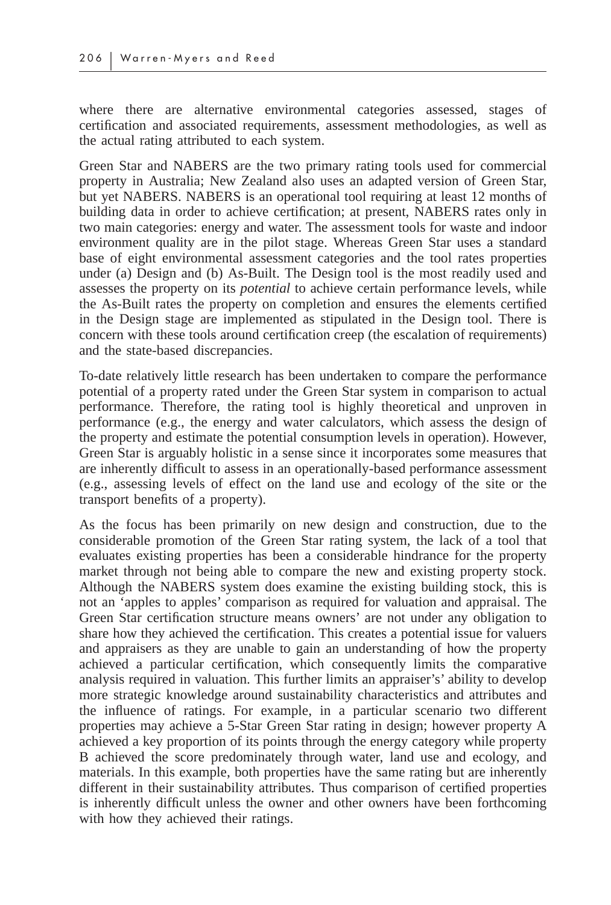where there are alternative environmental categories assessed, stages of certification and associated requirements, assessment methodologies, as well as the actual rating attributed to each system.

Green Star and NABERS are the two primary rating tools used for commercial property in Australia; New Zealand also uses an adapted version of Green Star, but yet NABERS. NABERS is an operational tool requiring at least 12 months of building data in order to achieve certification; at present, NABERS rates only in two main categories: energy and water. The assessment tools for waste and indoor environment quality are in the pilot stage. Whereas Green Star uses a standard base of eight environmental assessment categories and the tool rates properties under (a) Design and (b) As-Built. The Design tool is the most readily used and assesses the property on its *potential* to achieve certain performance levels, while the As-Built rates the property on completion and ensures the elements certified in the Design stage are implemented as stipulated in the Design tool. There is concern with these tools around certification creep (the escalation of requirements) and the state-based discrepancies.

To-date relatively little research has been undertaken to compare the performance potential of a property rated under the Green Star system in comparison to actual performance. Therefore, the rating tool is highly theoretical and unproven in performance (e.g., the energy and water calculators, which assess the design of the property and estimate the potential consumption levels in operation). However, Green Star is arguably holistic in a sense since it incorporates some measures that are inherently difficult to assess in an operationally-based performance assessment (e.g., assessing levels of effect on the land use and ecology of the site or the transport benefits of a property).

As the focus has been primarily on new design and construction, due to the considerable promotion of the Green Star rating system, the lack of a tool that evaluates existing properties has been a considerable hindrance for the property market through not being able to compare the new and existing property stock. Although the NABERS system does examine the existing building stock, this is not an 'apples to apples' comparison as required for valuation and appraisal. The Green Star certification structure means owners' are not under any obligation to share how they achieved the certification. This creates a potential issue for valuers and appraisers as they are unable to gain an understanding of how the property achieved a particular certification, which consequently limits the comparative analysis required in valuation. This further limits an appraiser's' ability to develop more strategic knowledge around sustainability characteristics and attributes and the influence of ratings. For example, in a particular scenario two different properties may achieve a 5-Star Green Star rating in design; however property A achieved a key proportion of its points through the energy category while property B achieved the score predominately through water, land use and ecology, and materials. In this example, both properties have the same rating but are inherently different in their sustainability attributes. Thus comparison of certified properties is inherently difficult unless the owner and other owners have been forthcoming with how they achieved their ratings.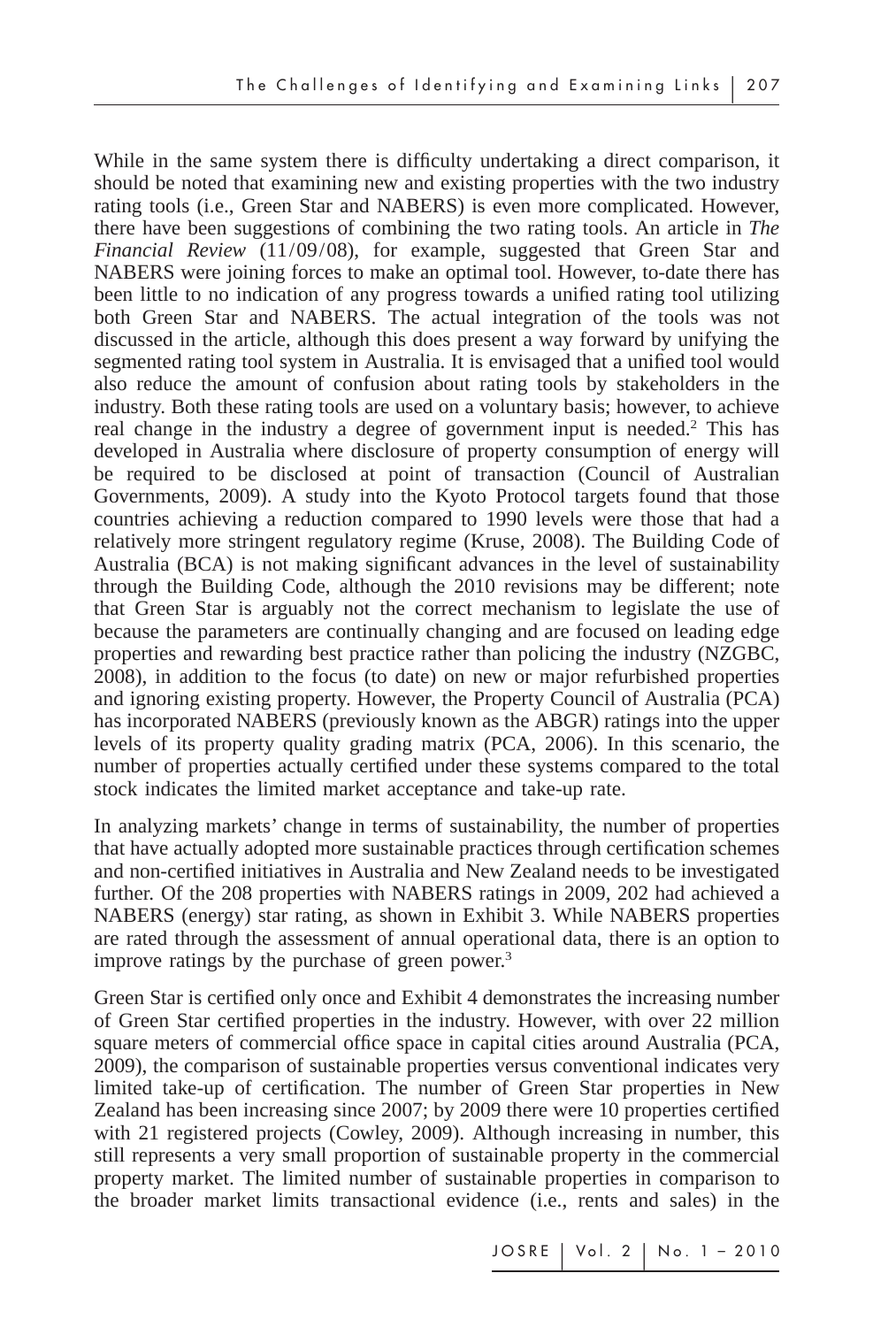While in the same system there is difficulty undertaking a direct comparison, it should be noted that examining new and existing properties with the two industry rating tools (i.e., Green Star and NABERS) is even more complicated. However, there have been suggestions of combining the two rating tools. An article in *The Financial Review* (11/09/08), for example, suggested that Green Star and NABERS were joining forces to make an optimal tool. However, to-date there has been little to no indication of any progress towards a unified rating tool utilizing both Green Star and NABERS. The actual integration of the tools was not discussed in the article, although this does present a way forward by unifying the segmented rating tool system in Australia. It is envisaged that a unified tool would also reduce the amount of confusion about rating tools by stakeholders in the industry. Both these rating tools are used on a voluntary basis; however, to achieve real change in the industry a degree of government input is needed.[2] This has developed in Australia where disclosure of property consumption of energy will be required to be disclosed at point of transaction (Council of Australian Governments, 2009). A study into the Kyoto Protocol targets found that those countries achieving a reduction compared to 1990 levels were those that had a relatively more stringent regulatory regime (Kruse, 2008). The Building Code of Australia (BCA) is not making significant advances in the level of sustainability through the Building Code, although the 2010 revisions may be different; note that Green Star is arguably not the correct mechanism to legislate the use of because the parameters are continually changing and are focused on leading edge properties and rewarding best practice rather than policing the industry (NZGBC, 2008), in addition to the focus (to date) on new or major refurbished properties and ignoring existing property. However, the Property Council of Australia (PCA) has incorporated NABERS (previously known as the ABGR) ratings into the upper levels of its property quality grading matrix (PCA, 2006). In this scenario, the number of properties actually certified under these systems compared to the total stock indicates the limited market acceptance and take-up rate.

In analyzing markets' change in terms of sustainability, the number of properties that have actually adopted more sustainable practices through certification schemes and non-certified initiatives in Australia and New Zealand needs to be investigated further. Of the 208 properties with NABERS ratings in 2009, 202 had achieved a NABERS (energy) star rating, as shown in Exhibit 3. While NABERS properties are rated through the assessment of annual operational data, there is an option to improve ratings by the purchase of green power.[3]

Green Star is certified only once and Exhibit 4 demonstrates the increasing number of Green Star certified properties in the industry. However, with over 22 million square meters of commercial office space in capital cities around Australia (PCA, 2009), the comparison of sustainable properties versus conventional indicates very limited take-up of certification. The number of Green Star properties in New Zealand has been increasing since 2007; by 2009 there were 10 properties certified with 21 registered projects (Cowley, 2009). Although increasing in number, this still represents a very small proportion of sustainable property in the commercial property market. The limited number of sustainable properties in comparison to the broader market limits transactional evidence (i.e., rents and sales) in the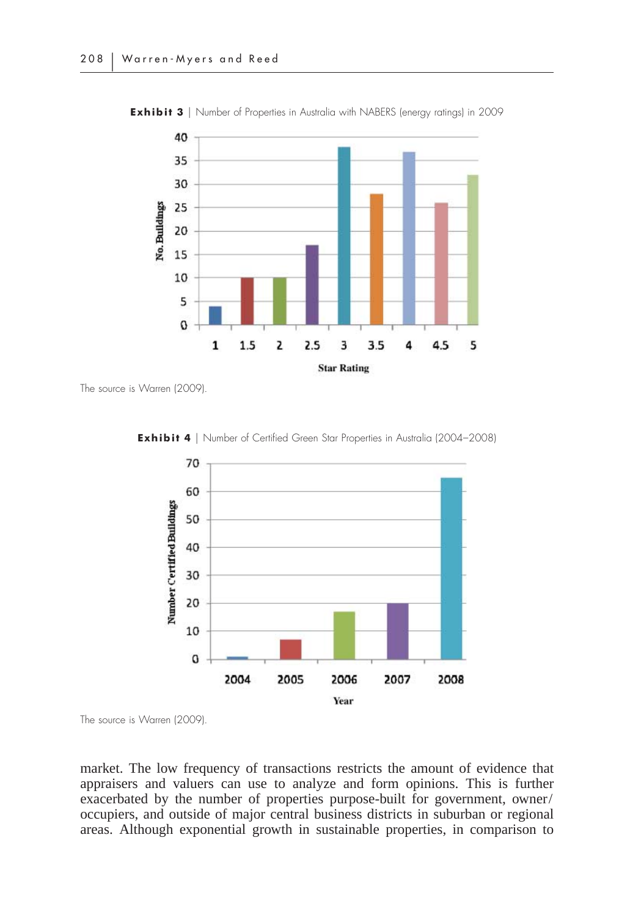**Exhibit 3** | Number of Properties in Australia with NABERS (energy ratings) in 2009

No. Buildings

40
35
30
25
20
15
10
5
0

1 1.5 2 2.5 3 3.5 4 4.5 5

Star Rating

The source is Warren (2009).

**Exhibit 4** | Number of Certified Green Star Properties in Australia (2004–2008)

Number Certified Buildings

70
60
50
40
30
20
10
0

2004 2005 2006 2007 2008

Year

The source is Warren (2009).

market. The low frequency of transactions restricts the amount of evidence that appraisers and valuers can use to analyze and form opinions. This is further exacerbated by the number of properties purpose-built for government, owner/occupiers, and outside of major central business districts in suburban or regional areas. Although exponential growth in sustainable properties, in comparison to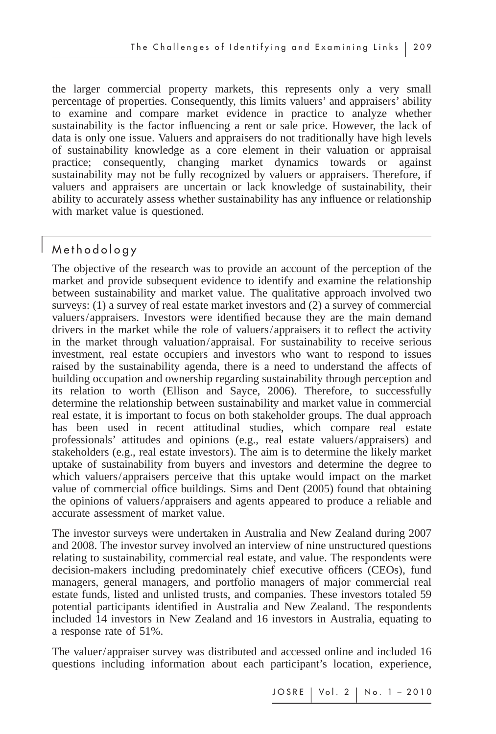the larger commercial property markets, this represents only a very small percentage of properties. Consequently, this limits valuers' and appraisers' ability to examine and compare market evidence in practice to analyze whether sustainability is the factor influencing a rent or sale price. However, the lack of data is only one issue. Valuers and appraisers do not traditionally have high levels of sustainability knowledge as a core element in their valuation or appraisal practice; consequently, changing market dynamics towards or against sustainability may not be fully recognized by valuers or appraisers. Therefore, if valuers and appraisers are uncertain or lack knowledge of sustainability, their ability to accurately assess whether sustainability has any influence or relationship with market value is questioned.

## Methodology

The objective of the research was to provide an account of the perception of the market and provide subsequent evidence to identify and examine the relationship between sustainability and market value. The qualitative approach involved two surveys: (1) a survey of real estate market investors and (2) a survey of commercial valuers/appraisers. Investors were identified because they are the main demand drivers in the market while the role of valuers/appraisers it to reflect the activity in the market through valuation/appraisal. For sustainability to receive serious investment, real estate occupiers and investors who want to respond to issues raised by the sustainability agenda, there is a need to understand the affects of building occupation and ownership regarding sustainability through perception and its relation to worth (Ellison and Sayce, 2006). Therefore, to successfully determine the relationship between sustainability and market value in commercial real estate, it is important to focus on both stakeholder groups. The dual approach has been used in recent attitudinal studies, which compare real estate professionals' attitudes and opinions (e.g., real estate valuers/appraisers) and stakeholders (e.g., real estate investors). The aim is to determine the likely market uptake of sustainability from buyers and investors and determine the degree to which valuers/appraisers perceive that this uptake would impact on the market value of commercial office buildings. Sims and Dent (2005) found that obtaining the opinions of valuers/appraisers and agents appeared to produce a reliable and accurate assessment of market value.

The investor surveys were undertaken in Australia and New Zealand during 2007 and 2008. The investor survey involved an interview of nine unstructured questions relating to sustainability, commercial real estate, and value. The respondents were decision-makers including predominately chief executive officers (CEOs), fund managers, general managers, and portfolio managers of major commercial real estate funds, listed and unlisted trusts, and companies. These investors totaled 59 potential participants identified in Australia and New Zealand. The respondents included 14 investors in New Zealand and 16 investors in Australia, equating to a response rate of 51%.

The valuer/appraiser survey was distributed and accessed online and included 16 questions including information about each participant's location, experience,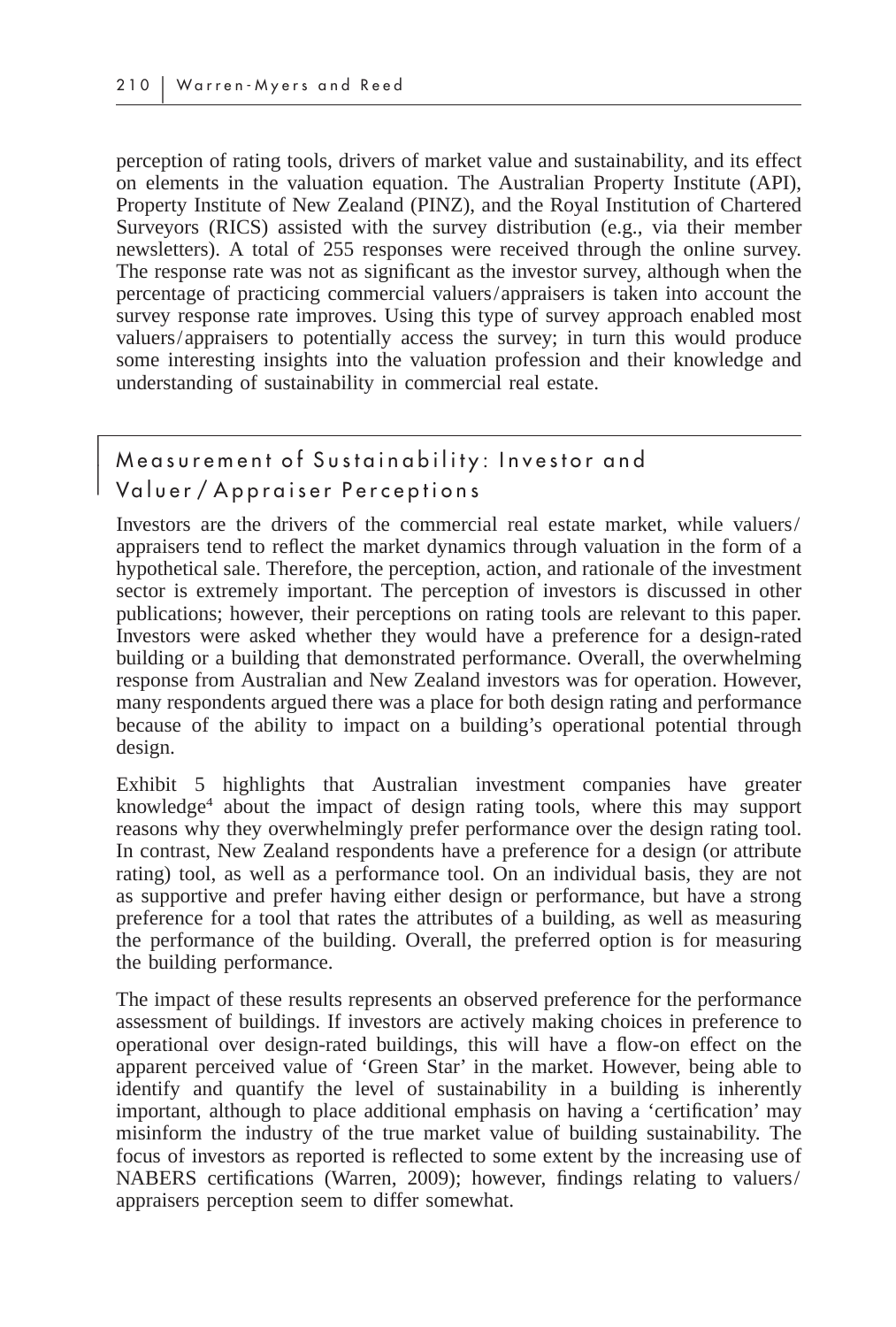perception of rating tools, drivers of market value and sustainability, and its effect on elements in the valuation equation. The Australian Property Institute (API), Property Institute of New Zealand (PINZ), and the Royal Institution of Chartered Surveyors (RICS) assisted with the survey distribution (e.g., via their member newsletters). A total of 255 responses were received through the online survey. The response rate was not as significant as the investor survey, although when the percentage of practicing commercial valuers/appraisers is taken into account the survey response rate improves. Using this type of survey approach enabled most valuers/appraisers to potentially access the survey; in turn this would produce some interesting insights into the valuation profession and their knowledge and understanding of sustainability in commercial real estate.

## Measurement of Sustainability: Investor and Valuer/Appraiser Perceptions

Investors are the drivers of the commercial real estate market, while valuers/appraisers tend to reflect the market dynamics through valuation in the form of a hypothetical sale. Therefore, the perception, action, and rationale of the investment sector is extremely important. The perception of investors is discussed in other publications; however, their perceptions on rating tools are relevant to this paper. Investors were asked whether they would have a preference for a design-rated building or a building that demonstrated performance. Overall, the overwhelming response from Australian and New Zealand investors was for operation. However, many respondents argued there was a place for both design rating and performance because of the ability to impact on a building's operational potential through design.

Exhibit 5 highlights that Australian investment companies have greater knowledge[4] about the impact of design rating tools, where this may support reasons why they overwhelmingly prefer performance over the design rating tool. In contrast, New Zealand respondents have a preference for a design (or attribute rating) tool, as well as a performance tool. On an individual basis, they are not as supportive and prefer having either design or performance, but have a strong preference for a tool that rates the attributes of a building, as well as measuring the performance of the building. Overall, the preferred option is for measuring the building performance.

The impact of these results represents an observed preference for the performance assessment of buildings. If investors are actively making choices in preference to operational over design-rated buildings, this will have a flow-on effect on the apparent perceived value of 'Green Star' in the market. However, being able to identify and quantify the level of sustainability in a building is inherently important, although to place additional emphasis on having a 'certification' may misinform the industry of the true market value of building sustainability. The focus of investors as reported is reflected to some extent by the increasing use of NABERS certifications (Warren, 2009); however, findings relating to valuers/appraisers perception seem to differ somewhat.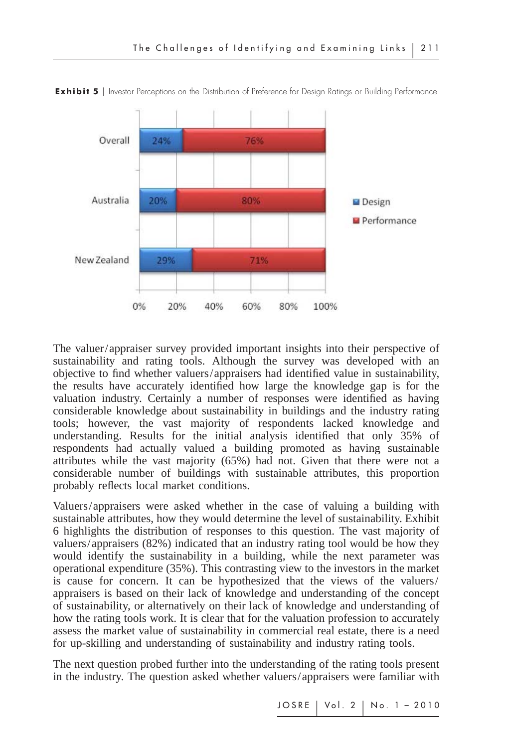**Exhibit 5** | Investor Perceptions on the Distribution of Preference for Design Ratings or Building Performance

Overall 24% 76%

Australia 20% 80%

New Zealand 29% 71%

0% 20% 40% 60% 80% 100%

Design

Performance

The valuer/appraiser survey provided important insights into their perspective of sustainability and rating tools. Although the survey was developed with an objective to find whether valuers/appraisers had identified value in sustainability, the results have accurately identified how large the knowledge gap is for the valuation industry. Certainly a number of responses were identified as having considerable knowledge about sustainability in buildings and the industry rating tools; however, the vast majority of respondents lacked knowledge and understanding. Results for the initial analysis identified that only 35% of respondents had actually valued a building promoted as having sustainable attributes while the vast majority (65%) had not. Given that there were not a considerable number of buildings with sustainable attributes, this proportion probably reflects local market conditions.

Valuers/appraisers were asked whether in the case of valuing a building with sustainable attributes, how they would determine the level of sustainability. Exhibit 6 highlights the distribution of responses to this question. The vast majority of valuers/appraisers (82%) indicated that an industry rating tool would be how they would identify the sustainability in a building, while the next parameter was operational expenditure (35%). This contrasting view to the investors in the market is cause for concern. It can be hypothesized that the views of the valuers/appraisers is based on their lack of knowledge and understanding of the concept of sustainability, or alternatively on their lack of knowledge and understanding of how the rating tools work. It is clear that for the valuation profession to accurately assess the market value of sustainability in commercial real estate, there is a need for up-skilling and understanding of sustainability and industry rating tools.

The next question probed further into the understanding of the rating tools present in the industry. The question asked whether valuers/appraisers were familiar with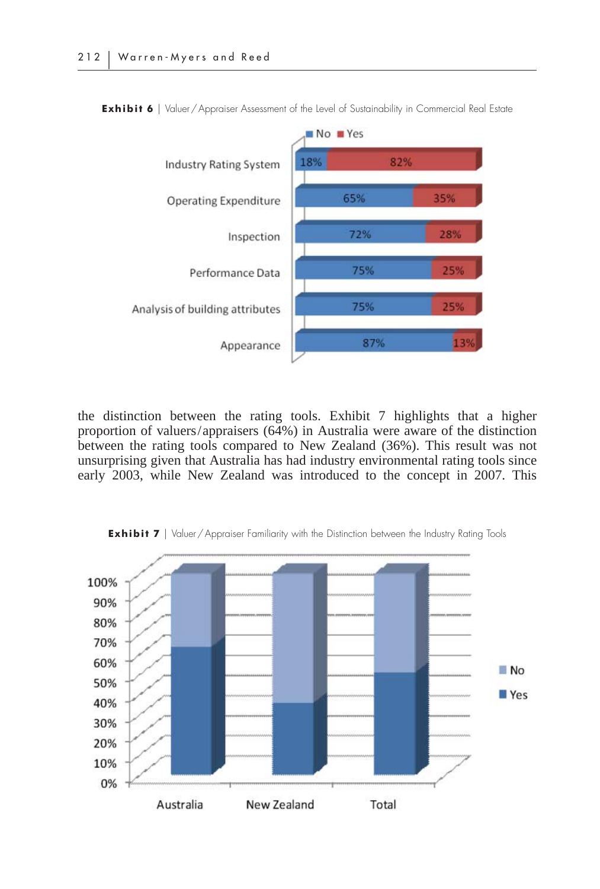**Exhibit 6** | Valuer/Appraiser Assessment of the Level of Sustainability in Commercial Real Estate

No Yes

Industry Rating System 18% 82%

Operating Expenditure 65% 35%

Inspection 72% 28%

Performance Data 75% 25%

Analysis of building attributes 75% 25%

Appearance 87% 13%

the distinction between the rating tools. Exhibit 7 highlights that a higher proportion of valuers/appraisers (64%) in Australia were aware of the distinction between the rating tools compared to New Zealand (36%). This result was not unsurprising given that Australia has had industry environmental rating tools since early 2003, while New Zealand was introduced to the concept in 2007. This

**Exhibit 7** | Valuer/Appraiser Familiarity with the Distinction between the Industry Rating Tools

100%
90%
80%
70%
60%
50%
40%
30%
20%
10%
0%

Australia New Zealand Total

No
Yes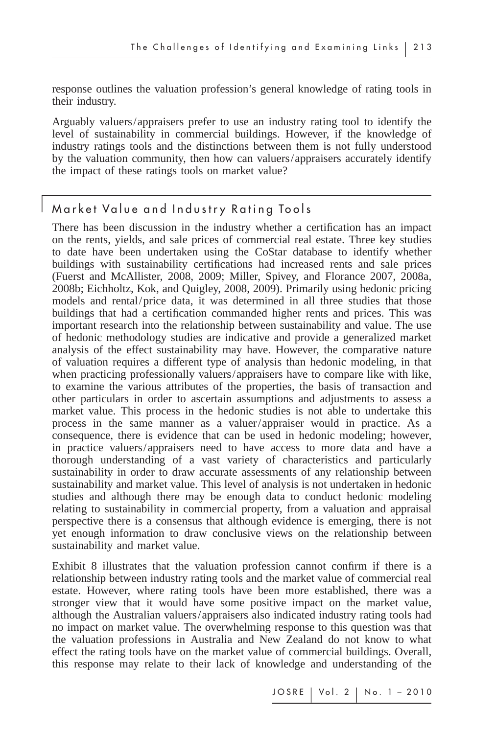response outlines the valuation profession's general knowledge of rating tools in their industry.

Arguably valuers/appraisers prefer to use an industry rating tool to identify the level of sustainability in commercial buildings. However, if the knowledge of industry ratings tools and the distinctions between them is not fully understood by the valuation community, then how can valuers/appraisers accurately identify the impact of these ratings tools on market value?

## Market Value and Industry Rating Tools

There has been discussion in the industry whether a certification has an impact on the rents, yields, and sale prices of commercial real estate. Three key studies to date have been undertaken using the CoStar database to identify whether buildings with sustainability certifications had increased rents and sale prices (Fuerst and McAllister, 2008, 2009; Miller, Spivey, and Florance 2007, 2008a, 2008b; Eichholtz, Kok, and Quigley, 2008, 2009). Primarily using hedonic pricing models and rental/price data, it was determined in all three studies that those buildings that had a certification commanded higher rents and prices. This was important research into the relationship between sustainability and value. The use of hedonic methodology studies are indicative and provide a generalized market analysis of the effect sustainability may have. However, the comparative nature of valuation requires a different type of analysis than hedonic modeling, in that when practicing professionally valuers/appraisers have to compare like with like, to examine the various attributes of the properties, the basis of transaction and other particulars in order to ascertain assumptions and adjustments to assess a market value. This process in the hedonic studies is not able to undertake this process in the same manner as a valuer/appraiser would in practice. As a consequence, there is evidence that can be used in hedonic modeling; however, in practice valuers/appraisers need to have access to more data and have a thorough understanding of a vast variety of characteristics and particularly sustainability in order to draw accurate assessments of any relationship between sustainability and market value. This level of analysis is not undertaken in hedonic studies and although there may be enough data to conduct hedonic modeling relating to sustainability in commercial property, from a valuation and appraisal perspective there is a consensus that although evidence is emerging, there is not yet enough information to draw conclusive views on the relationship between sustainability and market value.

Exhibit 8 illustrates that the valuation profession cannot confirm if there is a relationship between industry rating tools and the market value of commercial real estate. However, where rating tools have been more established, there was a stronger view that it would have some positive impact on the market value, although the Australian valuers/appraisers also indicated industry rating tools had no impact on market value. The overwhelming response to this question was that the valuation professions in Australia and New Zealand do not know to what effect the rating tools have on the market value of commercial buildings. Overall, this response may relate to their lack of knowledge and understanding of the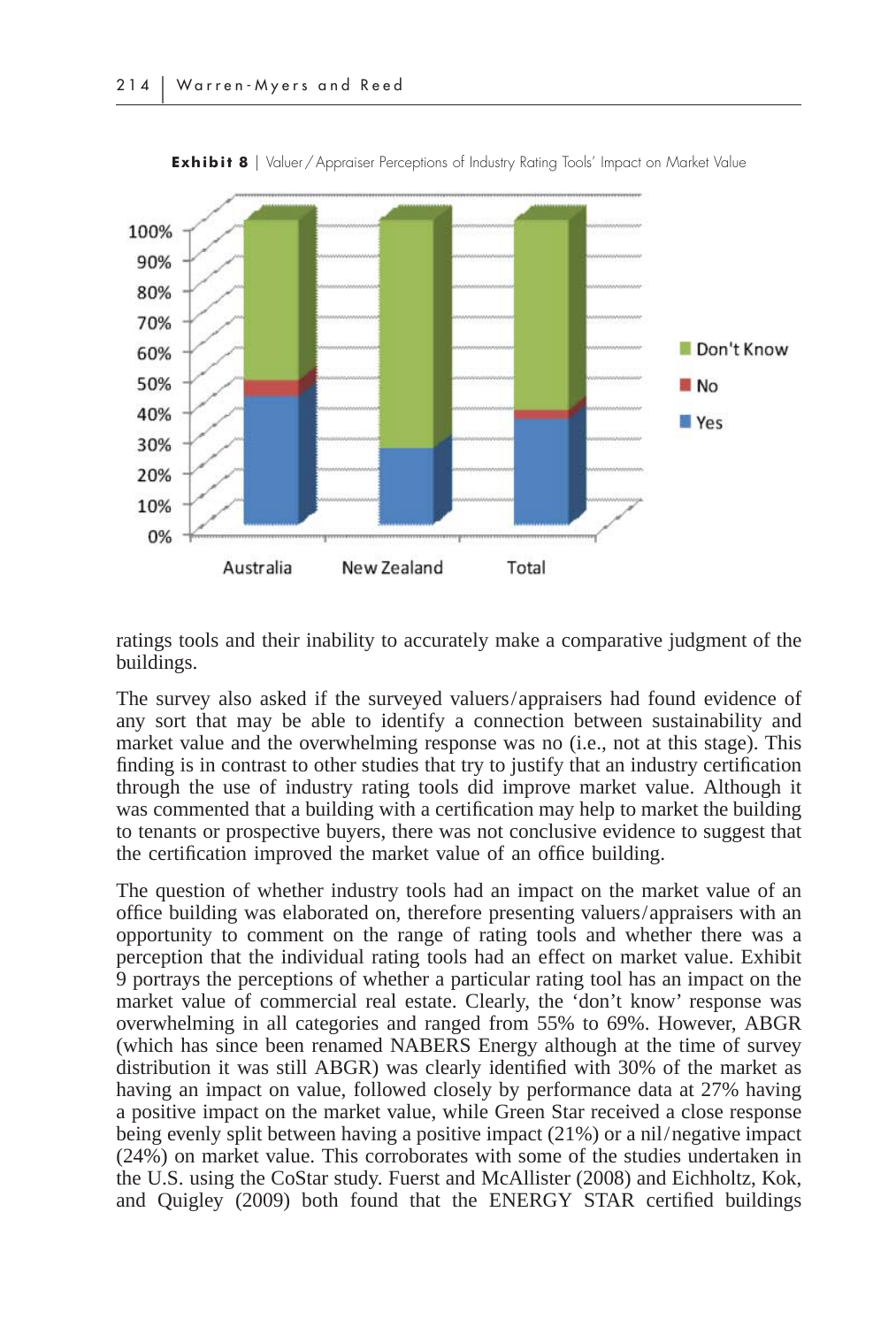**Exhibit 8** | Valuer/Appraiser Perceptions of Industry Rating Tools' Impact on Market Value

100%
90%
80%
70%
60%
50%
40%
30%
20%
10%
0%

Australia
New Zealand
Total

Don't Know
No
Yes

ratings tools and their inability to accurately make a comparative judgment of the buildings.

The survey also asked if the surveyed valuers/appraisers had found evidence of any sort that may be able to identify a connection between sustainability and market value and the overwhelming response was no (i.e., not at this stage). This finding is in contrast to other studies that try to justify that an industry certification through the use of industry rating tools did improve market value. Although it was commented that a building with a certification may help to market the building to tenants or prospective buyers, there was not conclusive evidence to suggest that the certification improved the market value of an office building.

The question of whether industry tools had an impact on the market value of an office building was elaborated on, therefore presenting valuers/appraisers with an opportunity to comment on the range of rating tools and whether there was a perception that the individual rating tools had an effect on market value. Exhibit 9 portrays the perceptions of whether a particular rating tool has an impact on the market value of commercial real estate. Clearly, the 'don't know' response was overwhelming in all categories and ranged from 55% to 69%. However, ABGR (which has since been renamed NABERS Energy although at the time of survey distribution it was still ABGR) was clearly identified with 30% of the market as having an impact on value, followed closely by performance data at 27% having a positive impact on the market value, while Green Star received a close response being evenly split between having a positive impact (21%) or a nil/negative impact (24%) on market value. This corroborates with some of the studies undertaken in the U.S. using the CoStar study. Fuerst and McAllister (2008) and Eichholtz, Kok, and Quigley (2009) both found that the ENERGY STAR certified buildings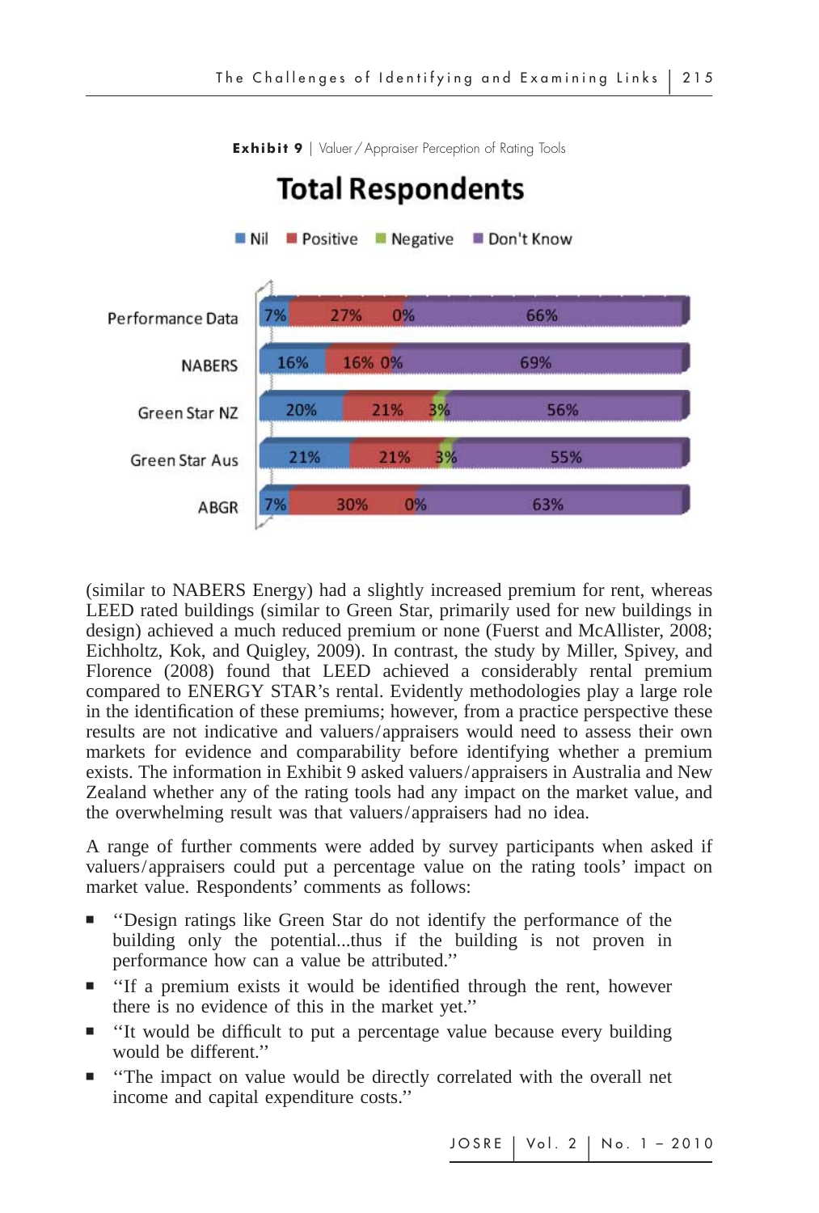**Exhibit 9** | Valuer/Appraiser Perception of Rating Tools

Total Respondents

Nil Positive Negative Don't Know

Performance Data 7% 27% 0% 66%

NABERS 16% 16% 0% 69%

Green Star NZ 20% 21% 3% 56%

Green Star Aus 21% 21% 3% 55%

ABGR 7% 30% 0% 63%

(similar to NABERS Energy) had a slightly increased premium for rent, whereas LEED rated buildings (similar to Green Star, primarily used for new buildings in design) achieved a much reduced premium or none (Fuerst and McAllister, 2008; Eichholtz, Kok, and Quigley, 2009). In contrast, the study by Miller, Spivey, and Florence (2008) found that LEED achieved a considerably rental premium compared to ENERGY STAR's rental. Evidently methodologies play a large role in the identification of these premiums; however, from a practice perspective these results are not indicative and valuers/appraisers would need to assess their own markets for evidence and comparability before identifying whether a premium exists. The information in Exhibit 9 asked valuers/appraisers in Australia and New Zealand whether any of the rating tools had any impact on the market value, and the overwhelming result was that valuers/appraisers had no idea.

A range of further comments were added by survey participants when asked if valuers/appraisers could put a percentage value on the rating tools' impact on market value. Respondents' comments as follows:

- ''Design ratings like Green Star do not identify the performance of the building only the potential...thus if the building is not proven in performance how can a value be attributed.''
- ''If a premium exists it would be identified through the rent, however there is no evidence of this in the market yet.''
- ''It would be difficult to put a percentage value because every building would be different.''
- ''The impact on value would be directly correlated with the overall net income and capital expenditure costs.''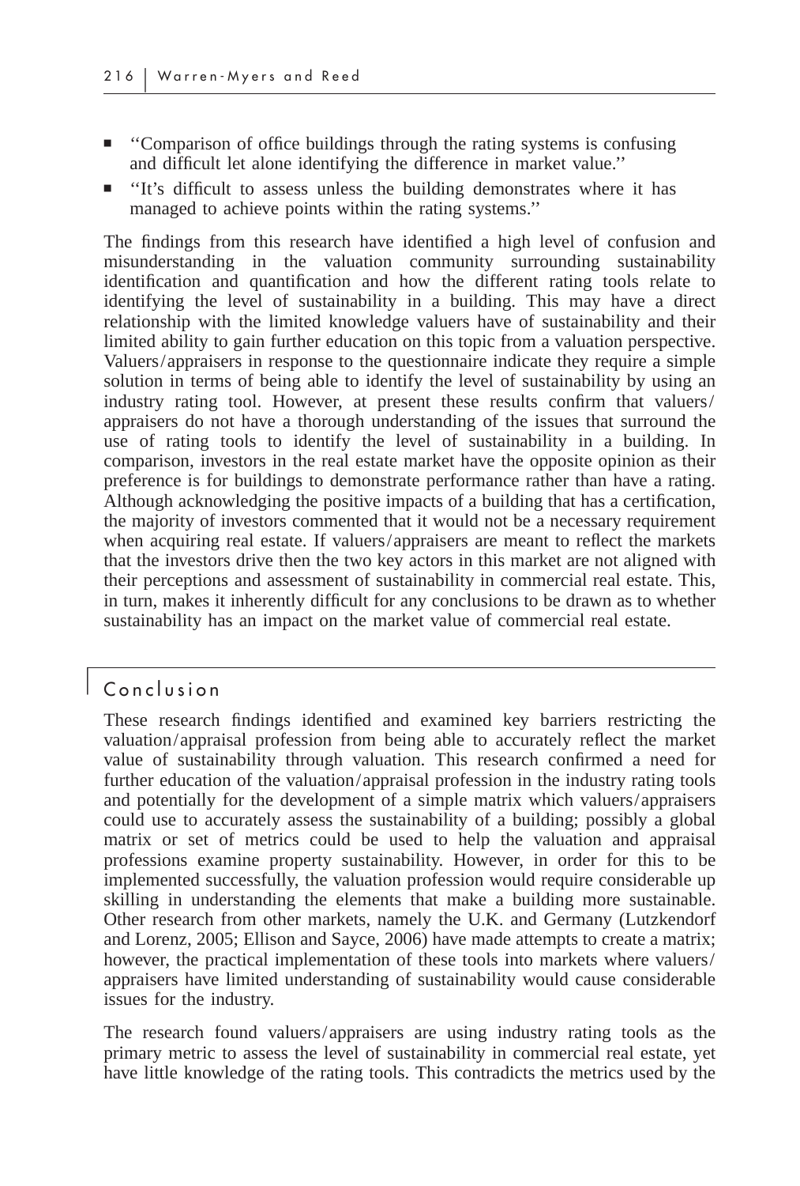- ''Comparison of office buildings through the rating systems is confusing and difficult let alone identifying the difference in market value.''
- ''It's difficult to assess unless the building demonstrates where it has managed to achieve points within the rating systems.''

The findings from this research have identified a high level of confusion and misunderstanding in the valuation community surrounding sustainability identification and quantification and how the different rating tools relate to identifying the level of sustainability in a building. This may have a direct relationship with the limited knowledge valuers have of sustainability and their limited ability to gain further education on this topic from a valuation perspective. Valuers/appraisers in response to the questionnaire indicate they require a simple solution in terms of being able to identify the level of sustainability by using an industry rating tool. However, at present these results confirm that valuers/appraisers do not have a thorough understanding of the issues that surround the use of rating tools to identify the level of sustainability in a building. In comparison, investors in the real estate market have the opposite opinion as their preference is for buildings to demonstrate performance rather than have a rating. Although acknowledging the positive impacts of a building that has a certification, the majority of investors commented that it would not be a necessary requirement when acquiring real estate. If valuers/appraisers are meant to reflect the markets that the investors drive then the two key actors in this market are not aligned with their perceptions and assessment of sustainability in commercial real estate. This, in turn, makes it inherently difficult for any conclusions to be drawn as to whether sustainability has an impact on the market value of commercial real estate.

## Conclusion

These research findings identified and examined key barriers restricting the valuation/appraisal profession from being able to accurately reflect the market value of sustainability through valuation. This research confirmed a need for further education of the valuation/appraisal profession in the industry rating tools and potentially for the development of a simple matrix which valuers/appraisers could use to accurately assess the sustainability of a building; possibly a global matrix or set of metrics could be used to help the valuation and appraisal professions examine property sustainability. However, in order for this to be implemented successfully, the valuation profession would require considerable up skilling in understanding the elements that make a building more sustainable. Other research from other markets, namely the U.K. and Germany (Lutzkendorf and Lorenz, 2005; Ellison and Sayce, 2006) have made attempts to create a matrix; however, the practical implementation of these tools into markets where valuers/appraisers have limited understanding of sustainability would cause considerable issues for the industry.

The research found valuers/appraisers are using industry rating tools as the primary metric to assess the level of sustainability in commercial real estate, yet have little knowledge of the rating tools. This contradicts the metrics used by the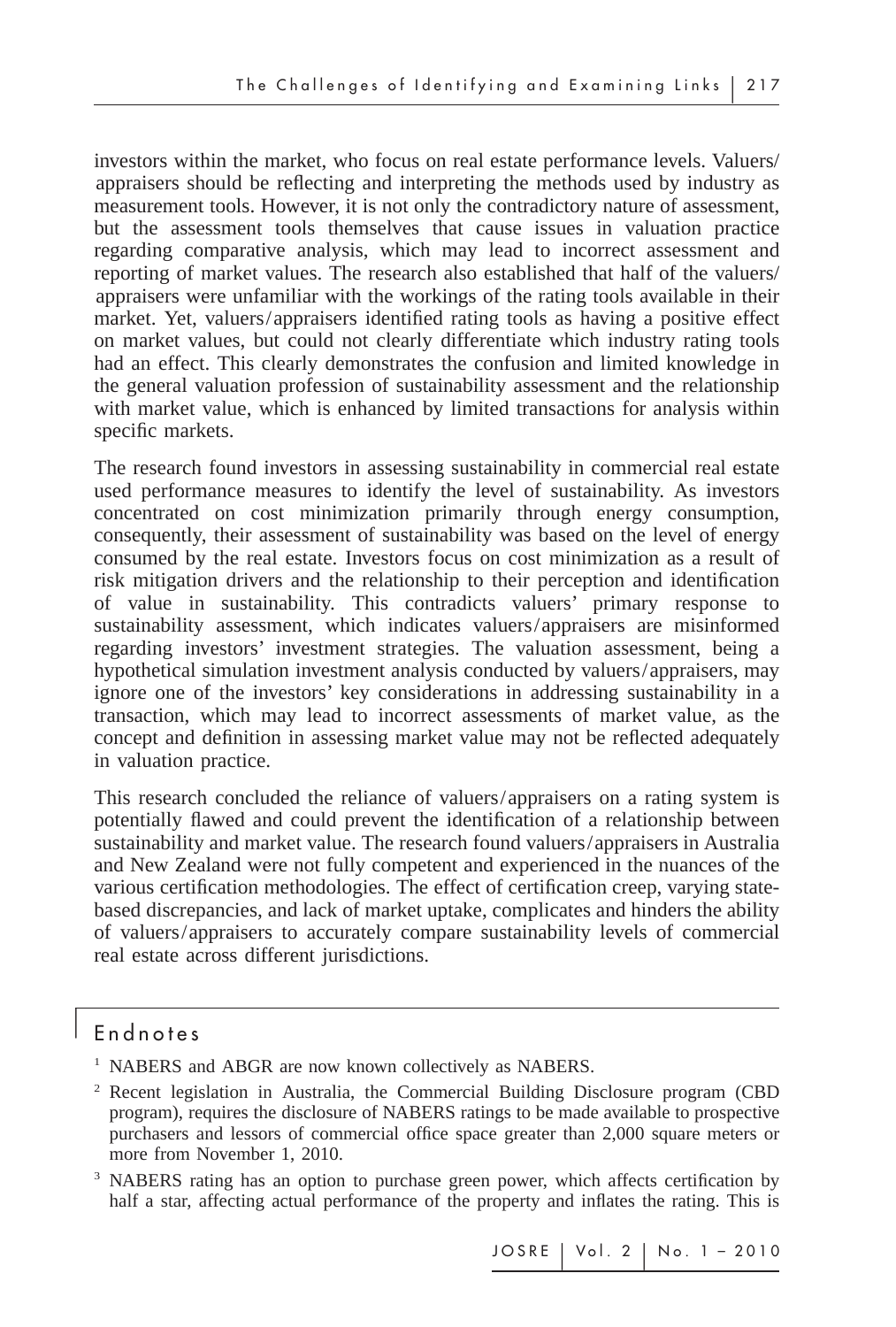investors within the market, who focus on real estate performance levels. Valuers/appraisers should be reflecting and interpreting the methods used by industry as measurement tools. However, it is not only the contradictory nature of assessment, but the assessment tools themselves that cause issues in valuation practice regarding comparative analysis, which may lead to incorrect assessment and reporting of market values. The research also established that half of the valuers/appraisers were unfamiliar with the workings of the rating tools available in their market. Yet, valuers/appraisers identified rating tools as having a positive effect on market values, but could not clearly differentiate which industry rating tools had an effect. This clearly demonstrates the confusion and limited knowledge in the general valuation profession of sustainability assessment and the relationship with market value, which is enhanced by limited transactions for analysis within specific markets.

The research found investors in assessing sustainability in commercial real estate used performance measures to identify the level of sustainability. As investors concentrated on cost minimization primarily through energy consumption, consequently, their assessment of sustainability was based on the level of energy consumed by the real estate. Investors focus on cost minimization as a result of risk mitigation drivers and the relationship to their perception and identification of value in sustainability. This contradicts valuers' primary response to sustainability assessment, which indicates valuers/appraisers are misinformed regarding investors' investment strategies. The valuation assessment, being a hypothetical simulation investment analysis conducted by valuers/appraisers, may ignore one of the investors' key considerations in addressing sustainability in a transaction, which may lead to incorrect assessments of market value, as the concept and definition in assessing market value may not be reflected adequately in valuation practice.

This research concluded the reliance of valuers/appraisers on a rating system is potentially flawed and could prevent the identification of a relationship between sustainability and market value. The research found valuers/appraisers in Australia and New Zealand were not fully competent and experienced in the nuances of the various certification methodologies. The effect of certification creep, varying state-based discrepancies, and lack of market uptake, complicates and hinders the ability of valuers/appraisers to accurately compare sustainability levels of commercial real estate across different jurisdictions.

## Endnotes

[1] NABERS and ABGR are now known collectively as NABERS.

[2] Recent legislation in Australia, the Commercial Building Disclosure program (CBD program), requires the disclosure of NABERS ratings to be made available to prospective purchasers and lessors of commercial office space greater than 2,000 square meters or more from November 1, 2010.

[3] NABERS rating has an option to purchase green power, which affects certification by half a star, affecting actual performance of the property and inflates the rating. This is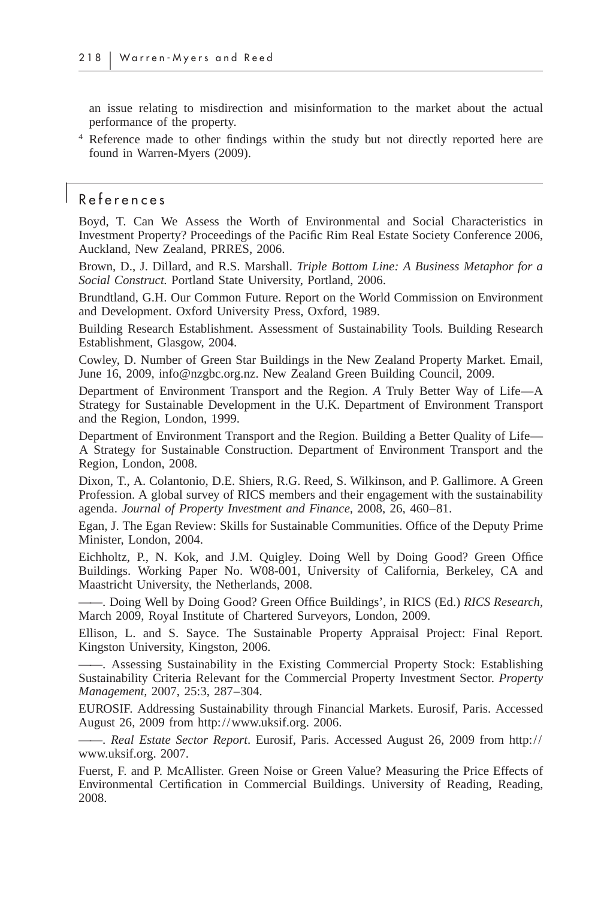an issue relating to misdirection and misinformation to the market about the actual performance of the property.

[4] Reference made to other findings within the study but not directly reported here are found in Warren-Myers (2009).

## References

Boyd, T. Can We Assess the Worth of Environmental and Social Characteristics in Investment Property? Proceedings of the Pacific Rim Real Estate Society Conference 2006, Auckland, New Zealand, PRRES, 2006.

Brown, D., J. Dillard, and R.S. Marshall. *Triple Bottom Line: A Business Metaphor for a Social Construct.* Portland State University, Portland, 2006.

Brundtland, G.H. Our Common Future. Report on the World Commission on Environment and Development. Oxford University Press, Oxford, 1989.

Building Research Establishment. Assessment of Sustainability Tools. Building Research Establishment, Glasgow, 2004.

Cowley, D. Number of Green Star Buildings in the New Zealand Property Market. Email, June 16, 2009, info@nzgbc.org.nz. New Zealand Green Building Council, 2009.

Department of Environment Transport and the Region. *A* Truly Better Way of Life—A Strategy for Sustainable Development in the U.K. Department of Environment Transport and the Region, London, 1999.

Department of Environment Transport and the Region. Building a Better Quality of Life—A Strategy for Sustainable Construction. Department of Environment Transport and the Region, London, 2008.

Dixon, T., A. Colantonio, D.E. Shiers, R.G. Reed, S. Wilkinson, and P. Gallimore. A Green Profession. A global survey of RICS members and their engagement with the sustainability agenda. *Journal of Property Investment and Finance*, 2008, 26, 460–81.

Egan, J. The Egan Review: Skills for Sustainable Communities. Office of the Deputy Prime Minister, London, 2004.

Eichholtz, P., N. Kok, and J.M. Quigley. Doing Well by Doing Good? Green Office Buildings. Working Paper No. W08-001, University of California, Berkeley, CA and Maastricht University, the Netherlands, 2008.

——. Doing Well by Doing Good? Green Office Buildings', in RICS (Ed.) *RICS Research*, March 2009, Royal Institute of Chartered Surveyors, London, 2009.

Ellison, L. and S. Sayce. The Sustainable Property Appraisal Project: Final Report. Kingston University, Kingston, 2006.

——. Assessing Sustainability in the Existing Commercial Property Stock: Establishing Sustainability Criteria Relevant for the Commercial Property Investment Sector. *Property Management*, 2007, 25:3, 287–304.

EUROSIF. Addressing Sustainability through Financial Markets. Eurosif, Paris. Accessed August 26, 2009 from http://www.uksif.org. 2006.

——. *Real Estate Sector Report*. Eurosif, Paris. Accessed August 26, 2009 from http://www.uksif.org. 2007.

Fuerst, F. and P. McAllister. Green Noise or Green Value? Measuring the Price Effects of Environmental Certification in Commercial Buildings. University of Reading, Reading, 2008.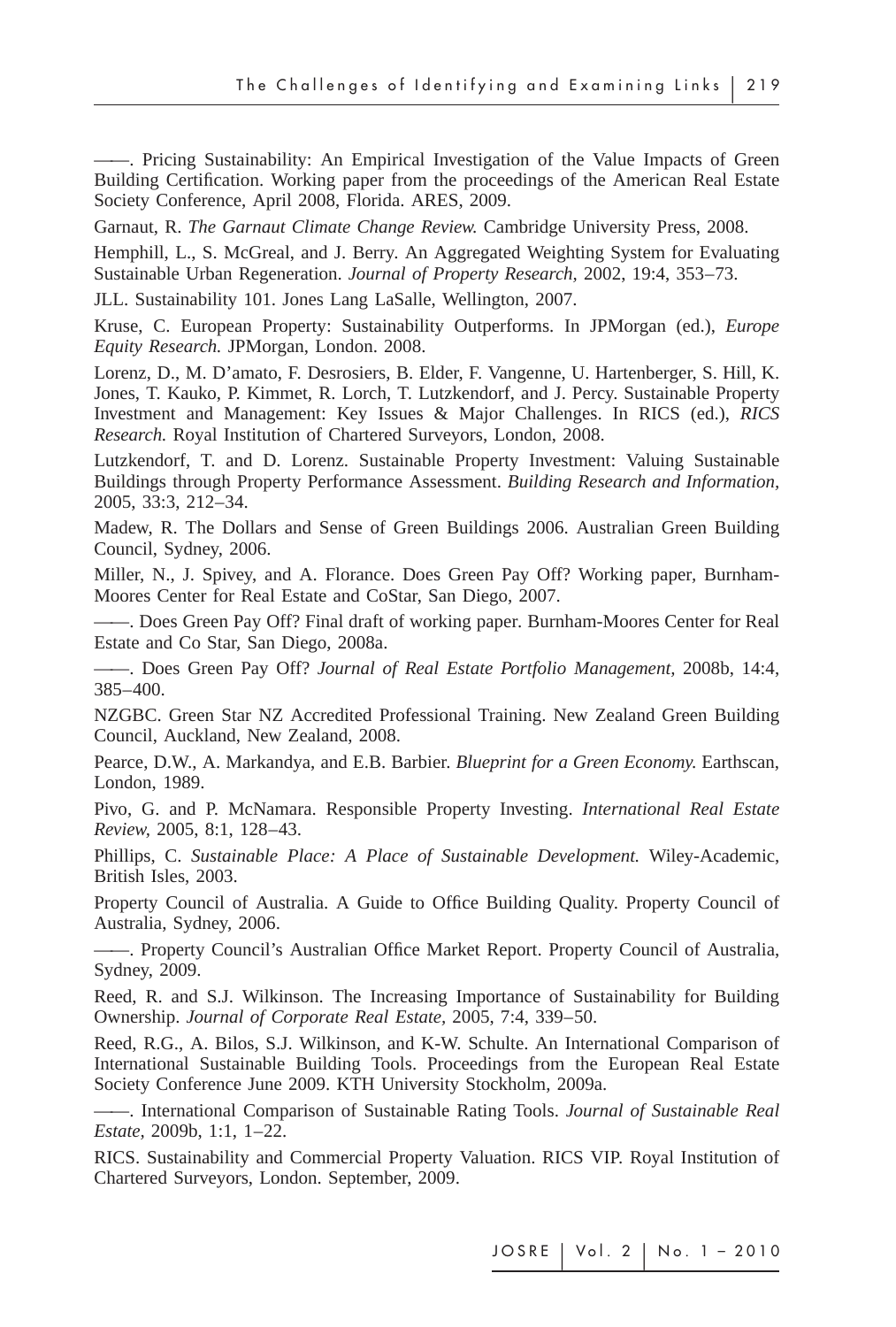——. Pricing Sustainability: An Empirical Investigation of the Value Impacts of Green Building Certification. Working paper from the proceedings of the American Real Estate Society Conference, April 2008, Florida. ARES, 2009.

Garnaut, R. *The Garnaut Climate Change Review.* Cambridge University Press, 2008.

Hemphill, L., S. McGreal, and J. Berry. An Aggregated Weighting System for Evaluating Sustainable Urban Regeneration. *Journal of Property Research,* 2002, 19:4, 353–73.

JLL. Sustainability 101. Jones Lang LaSalle, Wellington, 2007.

Kruse, C. European Property: Sustainability Outperforms. In JPMorgan (ed.), *Europe Equity Research.* JPMorgan, London. 2008.

Lorenz, D., M. D'amato, F. Desrosiers, B. Elder, F. Vangenne, U. Hartenberger, S. Hill, K. Jones, T. Kauko, P. Kimmet, R. Lorch, T. Lutzkendorf, and J. Percy. Sustainable Property Investment and Management: Key Issues & Major Challenges. In RICS (ed.), *RICS Research.* Royal Institution of Chartered Surveyors, London, 2008.

Lutzkendorf, T. and D. Lorenz. Sustainable Property Investment: Valuing Sustainable Buildings through Property Performance Assessment. *Building Research and Information,* 2005, 33:3, 212–34.

Madew, R. The Dollars and Sense of Green Buildings 2006. Australian Green Building Council, Sydney, 2006.

Miller, N., J. Spivey, and A. Florance. Does Green Pay Off? Working paper, Burnham-Moores Center for Real Estate and CoStar, San Diego, 2007.

——. Does Green Pay Off? Final draft of working paper. Burnham-Moores Center for Real Estate and Co Star, San Diego, 2008a.

——. Does Green Pay Off? *Journal of Real Estate Portfolio Management,* 2008b, 14:4, 385–400.

NZGBC. Green Star NZ Accredited Professional Training. New Zealand Green Building Council, Auckland, New Zealand, 2008.

Pearce, D.W., A. Markandya, and E.B. Barbier. *Blueprint for a Green Economy.* Earthscan, London, 1989.

Pivo, G. and P. McNamara. Responsible Property Investing. *International Real Estate Review,* 2005, 8:1, 128–43.

Phillips, C. *Sustainable Place: A Place of Sustainable Development.* Wiley-Academic, British Isles, 2003.

Property Council of Australia. A Guide to Office Building Quality. Property Council of Australia, Sydney, 2006.

——. Property Council's Australian Office Market Report. Property Council of Australia, Sydney, 2009.

Reed, R. and S.J. Wilkinson. The Increasing Importance of Sustainability for Building Ownership. *Journal of Corporate Real Estate,* 2005, 7:4, 339–50.

Reed, R.G., A. Bilos, S.J. Wilkinson, and K-W. Schulte. An International Comparison of International Sustainable Building Tools. Proceedings from the European Real Estate Society Conference June 2009. KTH University Stockholm, 2009a.

——. International Comparison of Sustainable Rating Tools. *Journal of Sustainable Real Estate,* 2009b, 1:1, 1–22.

RICS. Sustainability and Commercial Property Valuation. RICS VIP. Royal Institution of Chartered Surveyors, London. September, 2009.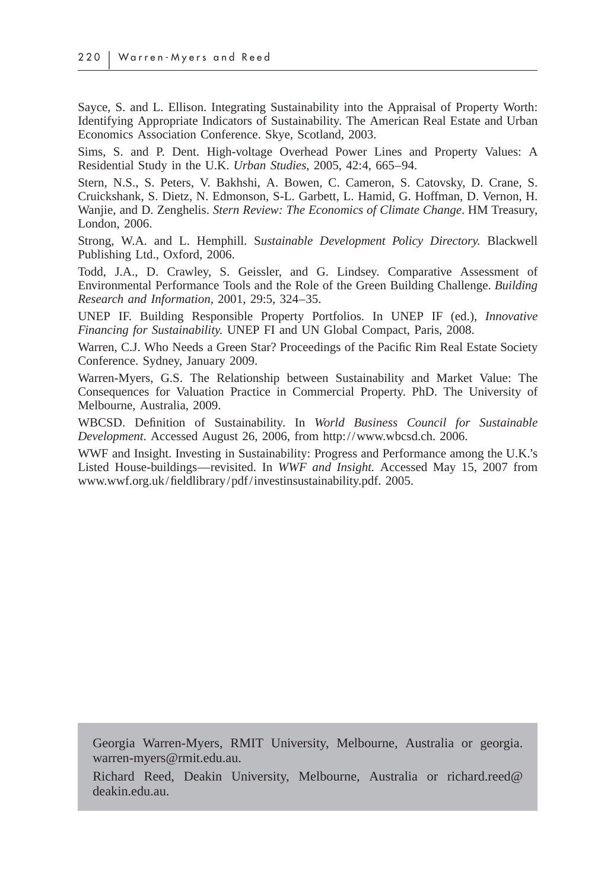Sayce, S. and L. Ellison. Integrating Sustainability into the Appraisal of Property Worth: Identifying Appropriate Indicators of Sustainability. The American Real Estate and Urban Economics Association Conference. Skye, Scotland, 2003.

Sims, S. and P. Dent. High-voltage Overhead Power Lines and Property Values: A Residential Study in the U.K. *Urban Studies,* 2005, 42:4, 665–94.

Stern, N.S., S. Peters, V. Bakhshi, A. Bowen, C. Cameron, S. Catovsky, D. Crane, S. Cruickshank, S. Dietz, N. Edmonson, S-L. Garbett, L. Hamid, G. Hoffman, D. Vernon, H. Wanjie, and D. Zenghelis. *Stern Review: The Economics of Climate Change*. HM Treasury, London, 2006.

Strong, W.A. and L. Hemphill. S*ustainable Development Policy Directory.* Blackwell Publishing Ltd., Oxford, 2006.

Todd, J.A., D. Crawley, S. Geissler, and G. Lindsey. Comparative Assessment of Environmental Performance Tools and the Role of the Green Building Challenge. *Building Research and Information,* 2001, 29:5, 324–35.

UNEP IF. Building Responsible Property Portfolios. In UNEP IF (ed.), *Innovative Financing for Sustainability.* UNEP FI and UN Global Compact, Paris, 2008.

Warren, C.J. Who Needs a Green Star? Proceedings of the Pacific Rim Real Estate Society Conference. Sydney, January 2009.

Warren-Myers, G.S. The Relationship between Sustainability and Market Value: The Consequences for Valuation Practice in Commercial Property. PhD. The University of Melbourne, Australia, 2009.

WBCSD. Definition of Sustainability. In *World Business Council for Sustainable Development*. Accessed August 26, 2006, from http://www.wbcsd.ch. 2006.

WWF and Insight. Investing in Sustainability: Progress and Performance among the U.K.'s Listed House-buildings—revisited. In *WWF and Insight.* Accessed May 15, 2007 from www.wwf.org.uk/fieldlibrary/pdf/investinsustainability.pdf. 2005.

Georgia Warren-Myers, RMIT University, Melbourne, Australia or georgia.warren-myers@rmit.edu.au.

Richard Reed, Deakin University, Melbourne, Australia or richard.reed@deakin.edu.au.